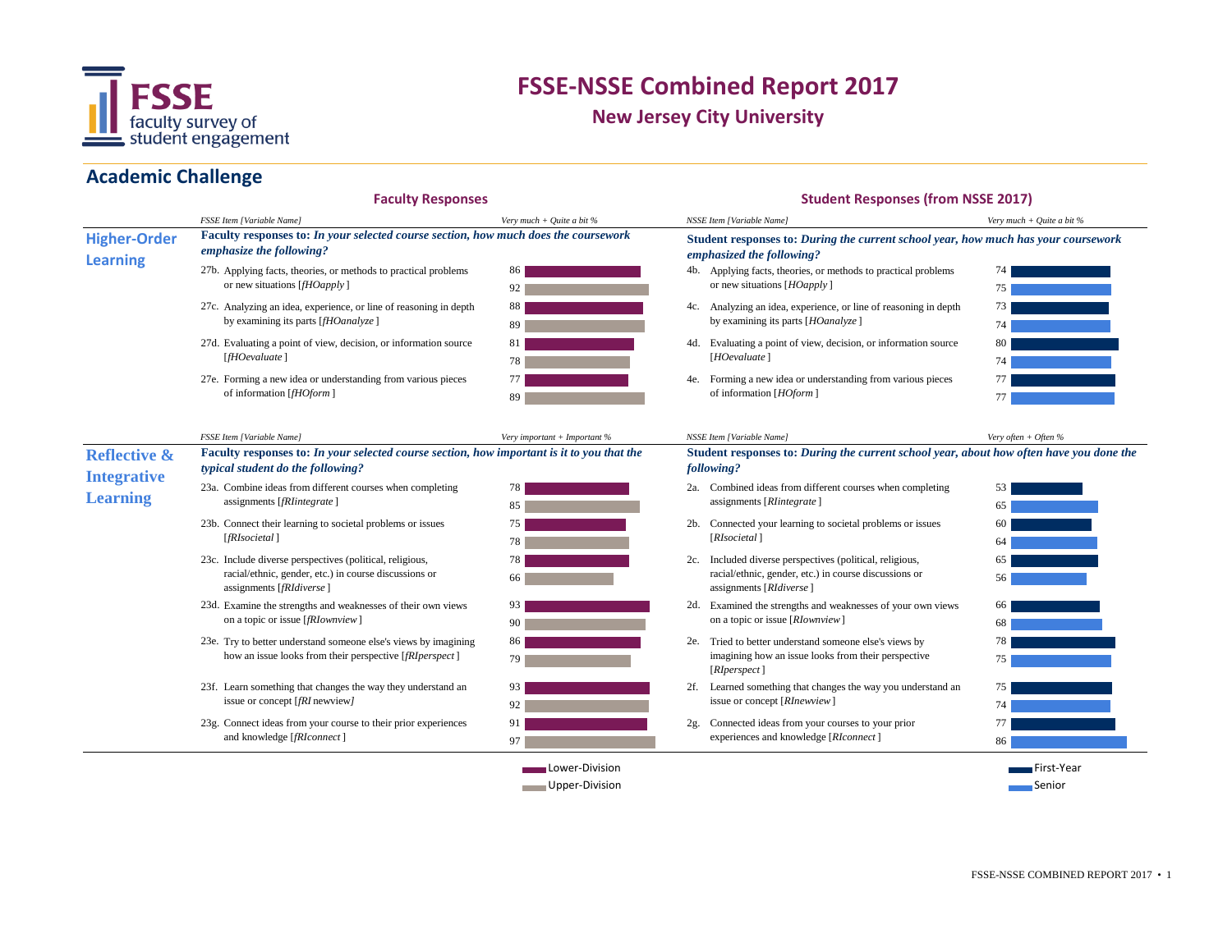# FSSE-NSSE Combined Report 2017

## New Jersey City University

## Academic Challenge

### Higher-Order Learning

**Faculty Responses**

FSSE Item [Variable Name] — Very much + Quite a bit %

**Faculty responses to:** ***In your selected course section, how much does the coursework emphasize the following?***

| FSSE Item [Variable Name] | Lower-Division | Upper-Division |
|---|---|---|
| 27b. Applying facts, theories, or methods to practical problems or new situations [*fHOapply*] | 86 | 92 |
| 27c. Analyzing an idea, experience, or line of reasoning in depth by examining its parts [*fHOanalyze*] | 88 | 89 |
| 27d. Evaluating a point of view, decision, or information source [*fHOevaluate*] | 81 | 78 |
| 27e. Forming a new idea or understanding from various pieces of information [*fHOform*] | 77 | 89 |

**Student Responses (from NSSE 2017)**

NSSE Item [Variable Name] — Very much + Quite a bit %

**Student responses to:** ***During the current school year, how much has your coursework emphasized the following?***

| NSSE Item [Variable Name] | First-Year | Senior |
|---|---|---|
| 4b. Applying facts, theories, or methods to practical problems or new situations [*HOapply*] | 74 | 75 |
| 4c. Analyzing an idea, experience, or line of reasoning in depth by examining its parts [*HOanalyze*] | 73 | 74 |
| 4d. Evaluating a point of view, decision, or information source [*HOevaluate*] | 80 | 74 |
| 4e. Forming a new idea or understanding from various pieces of information [*HOform*] | 77 | 77 |

### Reflective & Integrative Learning

**Faculty Responses**

FSSE Item [Variable Name] — Very important + Important %

**Faculty responses to:** ***In your selected course section, how important is it to you that the typical student do the following?***

| FSSE Item [Variable Name] | Lower-Division | Upper-Division |
|---|---|---|
| 23a. Combine ideas from different courses when completing assignments [*fRIintegrate*] | 78 | 85 |
| 23b. Connect their learning to societal problems or issues [*fRIsocietal*] | 75 | 78 |
| 23c. Include diverse perspectives (political, religious, racial/ethnic, gender, etc.) in course discussions or assignments [*fRIdiverse*] | 78 | 66 |
| 23d. Examine the strengths and weaknesses of their own views on a topic or issue [*fRIownview*] | 93 | 90 |
| 23e. Try to better understand someone else's views by imagining how an issue looks from their perspective [*fRIperspect*] | 86 | 79 |
| 23f. Learn something that changes the way they understand an issue or concept [*fRI* newview*]* | 93 | 92 |
| 23g. Connect ideas from your course to their prior experiences and knowledge [*fRIconnect*] | 91 | 97 |

**Student Responses (from NSSE 2017)**

NSSE Item [Variable Name] — Very often + Often %

**Student responses to:** ***During the current school year, about how often have you done the following?***

| NSSE Item [Variable Name] | First-Year | Senior |
|---|---|---|
| 2a. Combined ideas from different courses when completing assignments [*RIintegrate*] | 53 | 65 |
| 2b. Connected your learning to societal problems or issues [*RIsocietal*] | 60 | 64 |
| 2c. Included diverse perspectives (political, religious, racial/ethnic, gender, etc.) in course discussions or assignments [*RIdiverse*] | 65 | 56 |
| 2d. Examined the strengths and weaknesses of your own views on a topic or issue [*RIownview*] | 66 | 68 |
| 2e. Tried to better understand someone else's views by imagining how an issue looks from their perspective [*RIperspect*] | 78 | 75 |
| 2f. Learned something that changes the way you understand an issue or concept [*RInewview*] | 75 | 74 |
| 2g. Connected ideas from your courses to your prior experiences and knowledge [*RIconnect*] | 77 | 86 |

Legend: Lower-Division, Upper-Division (Faculty); First-Year, Senior (Students)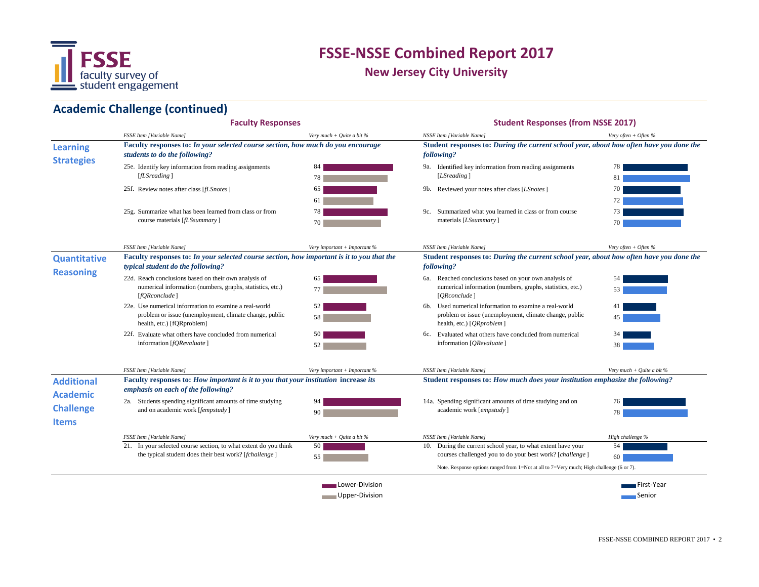# FSSE-NSSE Combined Report 2017

## New Jersey City University

## Academic Challenge (continued)

### Learning Strategies

**Faculty Responses**

| FSSE Item [Variable Name] | Lower-Division (Very much + Quite a bit %) | Upper-Division (Very much + Quite a bit %) |
|---|---|---|
| **Faculty responses to:** ***In your selected course section, how much do you encourage students to do the following?*** | | |
| 25e. Identify key information from reading assignments [*fLSreading*] | 84 | 78 |
| 25f. Review notes after class [*fLSnotes*] | 65 | 61 |
| 25g. Summarize what has been learned from class or from course materials [*fLSsummary*] | 78 | 70 |

**Student Responses (from NSSE 2017)**

| NSSE Item [Variable Name] | First-Year (Very often + Often %) | Senior (Very often + Often %) |
|---|---|---|
| **Student responses to:** ***During the current school year, about how often have you done the following?*** | | |
| 9a. Identified key information from reading assignments [*LSreading*] | 78 | 81 |
| 9b. Reviewed your notes after class [*LSnotes*] | 70 | 72 |
| 9c. Summarized what you learned in class or from course materials [*LSsummary*] | 73 | 70 |

### Quantitative Reasoning

**Faculty Responses**

| FSSE Item [Variable Name] | Lower-Division (Very important + Important %) | Upper-Division (Very important + Important %) |
|---|---|---|
| **Faculty responses to:** ***In your selected course section, how important is it to you that the typical student do the following?*** | | |
| 22d. Reach conclusions based on their own analysis of numerical information (numbers, graphs, statistics, etc.) [*fQRconclude*] | 65 | 77 |
| 22e. Use numerical information to examine a real-world problem or issue (unemployment, climate change, public health, etc.) [fQRproblem] | 52 | 58 |
| 22f. Evaluate what others have concluded from numerical information [*fQRevaluate*] | 50 | 52 |

**Student Responses (from NSSE 2017)**

| NSSE Item [Variable Name] | First-Year (Very often + Often %) | Senior (Very often + Often %) |
|---|---|---|
| **Student responses to:** ***During the current school year, about how often have you done the following?*** | | |
| 6a. Reached conclusions based on your own analysis of numerical information (numbers, graphs, statistics, etc.) [*QRconclude*] | 54 | 53 |
| 6b. Used numerical information to examine a real-world problem or issue (unemployment, climate change, public health, etc.) [*QRproblem*] | 41 | 45 |
| 6c. Evaluated what others have concluded from numerical information [*QRevaluate*] | 34 | 38 |

### Additional Academic Challenge Items

**Faculty Responses**

| FSSE Item [Variable Name] | Lower-Division | Upper-Division |
|---|---|---|
| **Faculty responses to:** ***How important is it to you that your institution increase its emphasis on each of the following?*** (Very important + Important %) | | |
| 2a. Students spending significant amounts of time studying and on academic work [*fempstudy*] | 94 | 90 |
| *(Very much + Quite a bit %)* | | |
| 21. In your selected course section, to what extent do you think the typical student does their best work? [*fchallenge*] | 50 | 55 |

**Student Responses (from NSSE 2017)**

| NSSE Item [Variable Name] | First-Year | Senior |
|---|---|---|
| **Student responses to:** ***How much does your institution emphasize the following?*** (Very much + Quite a bit %) | | |
| 14a. Spending significant amounts of time studying and on academic work [*empstudy*] | 76 | 78 |
| *(High challenge %)* | | |
| 10. During the current school year, to what extent have your courses challenged you to do your best work? [*challenge*] | 54 | 60 |

Note. Response options ranged from 1=Not at all to 7=Very much; High challenge (6 or 7).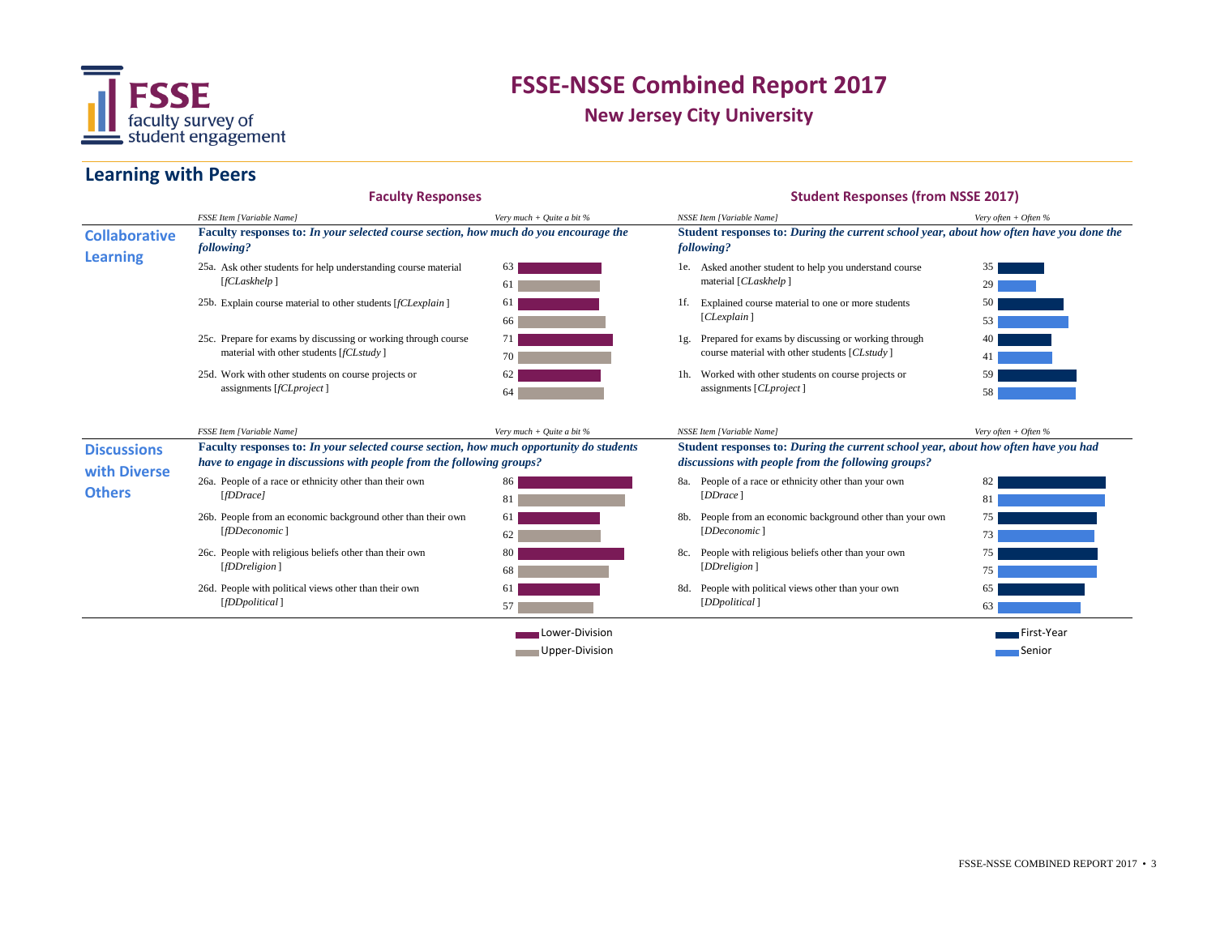# FSSE-NSSE Combined Report 2017

## New Jersey City University

## Learning with Peers

### Collaborative Learning

**Faculty Responses**

Faculty responses to: *In your selected course section, how much do you encourage the following?*

| FSSE Item [Variable Name] | Very much + Quite a bit % Lower-Division | Very much + Quite a bit % Upper-Division |
|---|---|---|
| 25a. Ask other students for help understanding course material [*fCLaskhelp*] | 63 | 61 |
| 25b. Explain course material to other students [*fCLexplain*] | 61 | 66 |
| 25c. Prepare for exams by discussing or working through course material with other students [*fCLstudy*] | 71 | 70 |
| 25d. Work with other students on course projects or assignments [*fCLproject*] | 62 | 64 |

**Student Responses (from NSSE 2017)**

Student responses to: *During the current school year, about how often have you done the following?*

| NSSE Item [Variable Name] | Very often + Often % First-Year | Very often + Often % Senior |
|---|---|---|
| 1e. Asked another student to help you understand course material [*CLaskhelp*] | 35 | 29 |
| 1f. Explained course material to one or more students [*CLexplain*] | 50 | 53 |
| 1g. Prepared for exams by discussing or working through course material with other students [*CLstudy*] | 40 | 41 |
| 1h. Worked with other students on course projects or assignments [*CLproject*] | 59 | 58 |

### Discussions with Diverse Others

**Faculty Responses**

Faculty responses to: *In your selected course section, how much opportunity do students have to engage in discussions with people from the following groups?*

| FSSE Item [Variable Name] | Very much + Quite a bit % Lower-Division | Very much + Quite a bit % Upper-Division |
|---|---|---|
| 26a. People of a race or ethnicity other than their own [*fDDrace*] | 86 | 81 |
| 26b. People from an economic background other than their own [*fDDeconomic*] | 61 | 62 |
| 26c. People with religious beliefs other than their own [*fDDreligion*] | 80 | 68 |
| 26d. People with political views other than their own [*fDDpolitical*] | 61 | 57 |

**Student Responses (from NSSE 2017)**

Student responses to: *During the current school year, about how often have you had discussions with people from the following groups?*

| NSSE Item [Variable Name] | Very often + Often % First-Year | Very often + Often % Senior |
|---|---|---|
| 8a. People of a race or ethnicity other than your own [*DDrace*] | 82 | 81 |
| 8b. People from an economic background other than your own [*DDeconomic*] | 75 | 73 |
| 8c. People with religious beliefs other than your own [*DDreligion*] | 75 | 75 |
| 8d. People with political views other than your own [*DDpolitical*] | 65 | 63 |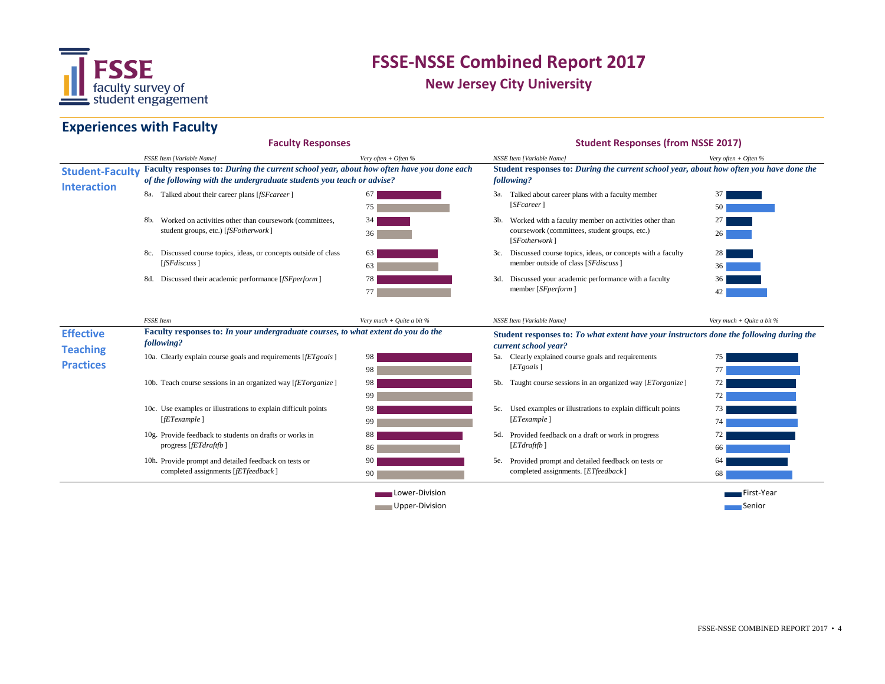# FSSE-NSSE Combined Report 2017

## New Jersey City University

## Experiences with Faculty

### Student-Faculty Interaction

**Faculty Responses**

FSSE Item [Variable Name] — Very often + Often %

**Faculty responses to:** ***During the current school year, about how often have you done each of the following with the undergraduate students you teach or advise?***

| FSSE Item [Variable Name] | Lower-Division | Upper-Division |
|---|---|---|
| 8a. Talked about their career plans [*fSFcareer*] | 67 | 75 |
| 8b. Worked on activities other than coursework (committees, student groups, etc.) [*fSFotherwork*] | 34 | 36 |
| 8c. Discussed course topics, ideas, or concepts outside of class [*fSFdiscuss*] | 63 | 63 |
| 8d. Discussed their academic performance [*fSFperform*] | 78 | 77 |

**Student Responses (from NSSE 2017)**

NSSE Item [Variable Name] — Very often + Often %

**Student responses to:** ***During the current school year, about how often have you done the following?***

| NSSE Item [Variable Name] | First-Year | Senior |
|---|---|---|
| 3a. Talked about career plans with a faculty member [*SFcareer*] | 37 | 50 |
| 3b. Worked with a faculty member on activities other than coursework (committees, student groups, etc.) [*SFotherwork*] | 27 | 26 |
| 3c. Discussed course topics, ideas, or concepts with a faculty member outside of class [*SFdiscuss*] | 28 | 36 |
| 3d. Discussed your academic performance with a faculty member [*SFperform*] | 36 | 42 |

### Effective Teaching Practices

**Faculty Responses**

FSSE Item — Very much + Quite a bit %

**Faculty responses to:** ***In your undergraduate courses, to what extent do you do the following?***

| FSSE Item | Lower-Division | Upper-Division |
|---|---|---|
| 10a. Clearly explain course goals and requirements [*fETgoals*] | 98 | 98 |
| 10b. Teach course sessions in an organized way [*fETorganize*] | 98 | 99 |
| 10c. Use examples or illustrations to explain difficult points [*fETexample*] | 98 | 99 |
| 10g. Provide feedback to students on drafts or works in progress [*fETdraftfb*] | 88 | 86 |
| 10h. Provide prompt and detailed feedback on tests or completed assignments [*fETfeedback*] | 90 | 90 |

**Student Responses (from NSSE 2017)**

NSSE Item [Variable Name] — Very much + Quite a bit %

**Student responses to:** ***To what extent have your instructors done the following during the current school year?***

| NSSE Item [Variable Name] | First-Year | Senior |
|---|---|---|
| 5a. Clearly explained course goals and requirements [*ETgoals*] | 75 | 77 |
| 5b. Taught course sessions in an organized way [*ETorganize*] | 72 | 72 |
| 5c. Used examples or illustrations to explain difficult points [*ETexample*] | 73 | 74 |
| 5d. Provided feedback on a draft or work in progress [*ETdraftfb*] | 72 | 66 |
| 5e. Provided prompt and detailed feedback on tests or completed assignments. [*ETfeedback*] | 64 | 68 |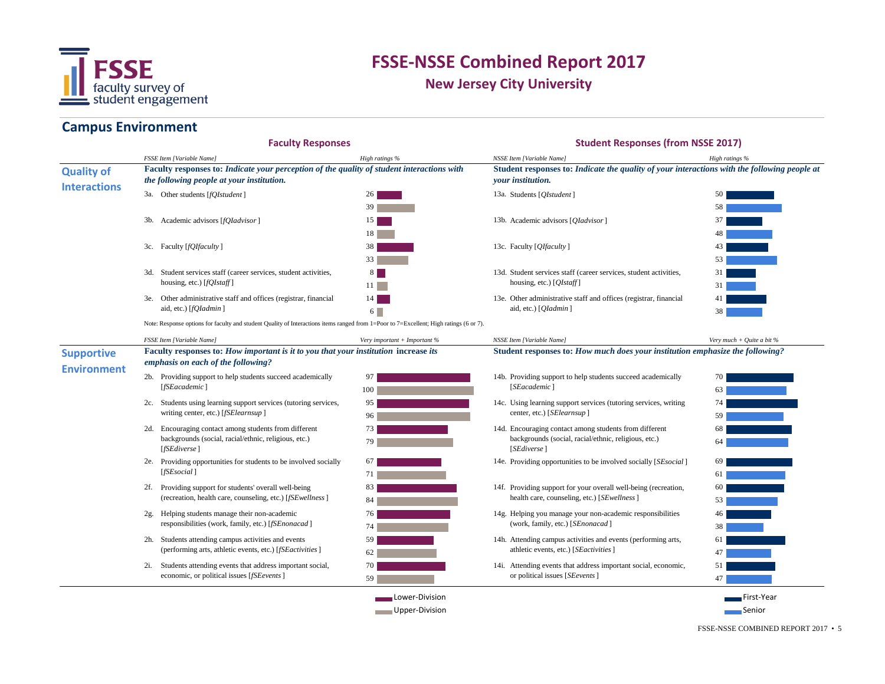# FSSE-NSSE Combined Report 2017

## New Jersey City University

## Campus Environment

### Quality of Interactions

**Faculty Responses**

| FSSE Item [Variable Name] | High ratings % Lower-Division | High ratings % Upper-Division |
|---|---|---|
| **Faculty responses to:** ***Indicate your perception of the quality of student interactions with the following people at your institution.*** | | |
| 3a. Other students [*fQIstudent*] | 26 | 39 |
| 3b. Academic advisors [*fQIadvisor*] | 15 | 18 |
| 3c. Faculty [*fQIfaculty*] | 38 | 33 |
| 3d. Student services staff (career services, student activities, housing, etc.) [*fQIstaff*] | 8 | 11 |
| 3e. Other administrative staff and offices (registrar, financial aid, etc.) [*fQIadmin*] | 14 | 6 |

**Student Responses (from NSSE 2017)**

| NSSE Item [Variable Name] | High ratings % First-Year | High ratings % Senior |
|---|---|---|
| **Student responses to:** ***Indicate the quality of your interactions with the following people at your institution.*** | | |
| 13a. Students [*QIstudent*] | 50 | 58 |
| 13b. Academic advisors [*QIadvisor*] | 37 | 48 |
| 13c. Faculty [*QIfaculty*] | 43 | 53 |
| 13d. Student services staff (career services, student activities, housing, etc.) [*QIstaff*] | 31 | 31 |
| 13e. Other administrative staff and offices (registrar, financial aid, etc.) [*QIadmin*] | 41 | 38 |

Note: Response options for faculty and student Quality of Interactions items ranged from 1=Poor to 7=Excellent; High ratings (6 or 7).

### Supportive Environment

**Faculty Responses**

| FSSE Item [Variable Name] | Very important + Important % Lower-Division | Very important + Important % Upper-Division |
|---|---|---|
| **Faculty responses to:** ***How important is it to you that your institution*** **increase its** ***emphasis on each of the following?*** | | |
| 2b. Providing support to help students succeed academically [*fSEacademic*] | 97 | 100 |
| 2c. Students using learning support services (tutoring services, writing center, etc.) [*fSElearnsup*] | 95 | 96 |
| 2d. Encouraging contact among students from different backgrounds (social, racial/ethnic, religious, etc.) [*fSEdiverse*] | 73 | 79 |
| 2e. Providing opportunities for students to be involved socially [*fSEsocial*] | 67 | 71 |
| 2f. Providing support for students' overall well-being (recreation, health care, counseling, etc.) [*fSEwellness*] | 83 | 84 |
| 2g. Helping students manage their non-academic responsibilities (work, family, etc.) [*fSEnonacad*] | 76 | 74 |
| 2h. Students attending campus activities and events (performing arts, athletic events, etc.) [*fSEactivities*] | 59 | 62 |
| 2i. Students attending events that address important social, economic, or political issues [*fSEevents*] | 70 | 59 |

**Student Responses (from NSSE 2017)**

| NSSE Item [Variable Name] | Very much + Quite a bit % First-Year | Very much + Quite a bit % Senior |
|---|---|---|
| **Student responses to:** ***How much does your institution emphasize the following?*** | | |
| 14b. Providing support to help students succeed academically [*SEacademic*] | 70 | 63 |
| 14c. Using learning support services (tutoring services, writing center, etc.) [*SElearnsup*] | 74 | 59 |
| 14d. Encouraging contact among students from different backgrounds (social, racial/ethnic, religious, etc.) [*SEdiverse*] | 68 | 64 |
| 14e. Providing opportunities to be involved socially [*SEsocial*] | 69 | 61 |
| 14f. Providing support for your overall well-being (recreation, health care, counseling, etc.) [*SEwellness*] | 60 | 53 |
| 14g. Helping you manage your non-academic responsibilities (work, family, etc.) [*SEnonacad*] | 46 | 38 |
| 14h. Attending campus activities and events (performing arts, athletic events, etc.) [*SEactivities*] | 61 | 47 |
| 14i. Attending events that address important social, economic, or political issues [*SEevents*] | 51 | 47 |

Lower-Division / Upper-Division

First-Year / Senior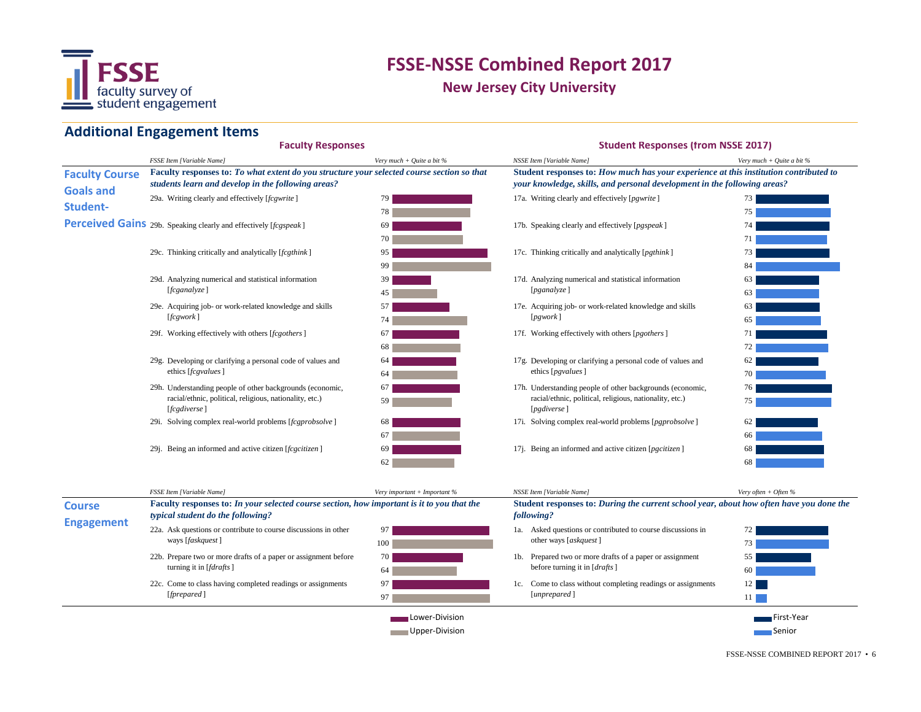# FSSE-NSSE Combined Report 2017

## New Jersey City University

## Additional Engagement Items

### Faculty Course Goals and Student-Perceived Gains

**Faculty Responses**

Faculty responses to: *To what extent do you structure your selected course section so that students learn and develop in the following areas?*

**Student Responses (from NSSE 2017)**

Student responses to: *How much has your experience at this institution contributed to your knowledge, skills, and personal development in the following areas?*

| FSSE Item [Variable Name] | Very much + Quite a bit % Lower-Division | Very much + Quite a bit % Upper-Division | NSSE Item [Variable Name] | Very much + Quite a bit % First-Year | Very much + Quite a bit % Senior |
|---|---|---|---|---|---|
| 29a. Writing clearly and effectively [*fcgwrite*] | 79 | 78 | 17a. Writing clearly and effectively [*pgwrite*] | 73 | 75 |
| 29b. Speaking clearly and effectively [*fcgspeak*] | 69 | 70 | 17b. Speaking clearly and effectively [*pgspeak*] | 74 | 71 |
| 29c. Thinking critically and analytically [*fcgthink*] | 95 | 99 | 17c. Thinking critically and analytically [*pgthink*] | 73 | 84 |
| 29d. Analyzing numerical and statistical information [*fcganalyze*] | 39 | 45 | 17d. Analyzing numerical and statistical information [*pganalyze*] | 63 | 63 |
| 29e. Acquiring job- or work-related knowledge and skills [*fcgwork*] | 57 | 74 | 17e. Acquiring job- or work-related knowledge and skills [*pgwork*] | 63 | 65 |
| 29f. Working effectively with others [*fcgothers*] | 67 | 68 | 17f. Working effectively with others [*pgothers*] | 71 | 72 |
| 29g. Developing or clarifying a personal code of values and ethics [*fcgvalues*] | 64 | 64 | 17g. Developing or clarifying a personal code of values and ethics [*pgvalues*] | 62 | 70 |
| 29h. Understanding people of other backgrounds (economic, racial/ethnic, political, religious, nationality, etc.) [*fcgdiverse*] | 67 | 59 | 17h. Understanding people of other backgrounds (economic, racial/ethnic, political, religious, nationality, etc.) [*pgdiverse*] | 76 | 75 |
| 29i. Solving complex real-world problems [*fcgprobsolve*] | 68 | 67 | 17i. Solving complex real-world problems [*pgprobsolve*] | 62 | 66 |
| 29j. Being an informed and active citizen [*fcgcitizen*] | 69 | 62 | 17j. Being an informed and active citizen [*pgcitizen*] | 68 | 68 |

### Course Engagement

Faculty responses to: *In your selected course section, how important is it to you that the typical student do the following?*

Student responses to: *During the current school year, about how often have you done the following?*

| FSSE Item [Variable Name] | Very important + Important % Lower-Division | Very important + Important % Upper-Division | NSSE Item [Variable Name] | Very often + Often % First-Year | Very often + Often % Senior |
|---|---|---|---|---|---|
| 22a. Ask questions or contribute to course discussions in other ways [*faskquest*] | 97 | 100 | 1a. Asked questions or contributed to course discussions in other ways [*askquest*] | 72 | 73 |
| 22b. Prepare two or more drafts of a paper or assignment before turning it in [*fdrafts*] | 70 | 64 | 1b. Prepared two or more drafts of a paper or assignment before turning it in [*drafts*] | 55 | 60 |
| 22c. Come to class having completed readings or assignments [*fprepared*] | 97 | 97 | 1c. Come to class without completing readings or assignments [*unprepared*] | 12 | 11 |

Lower-Division / Upper-Division (Faculty); First-Year / Senior (Students)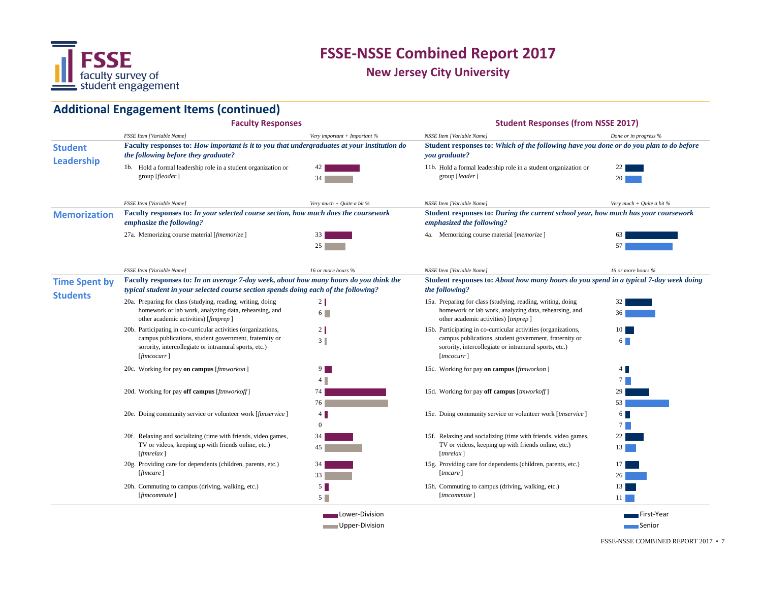# FSSE-NSSE Combined Report 2017

## New Jersey City University

## Additional Engagement Items (continued)

### Student Leadership

**Faculty Responses**

Faculty responses to: *How important is it to you that undergraduates at your institution do the following before they graduate?*

| FSSE Item [Variable Name] | Very important + Important % Lower-Division | Very important + Important % Upper-Division |
|---|---|---|
| 1b. Hold a formal leadership role in a student organization or group [*fleader*] | 42 | 34 |

**Student Responses (from NSSE 2017)**

Student responses to: *Which of the following have you done or do you plan to do before you graduate?*

| NSSE Item [Variable Name] | Done or in progress % First-Year | Done or in progress % Senior |
|---|---|---|
| 11b. Hold a formal leadership role in a student organization or group [*leader*] | 22 | 20 |

### Memorization

**Faculty Responses**

Faculty responses to: *In your selected course section, how much does the coursework emphasize the following?*

| FSSE Item [Variable Name] | Very much + Quite a bit % Lower-Division | Very much + Quite a bit % Upper-Division |
|---|---|---|
| 27a. Memorizing course material [*fmemorize*] | 33 | 25 |

**Student Responses (from NSSE 2017)**

Student responses to: *During the current school year, how much has your coursework emphasized the following?*

| NSSE Item [Variable Name] | Very much + Quite a bit % First-Year | Very much + Quite a bit % Senior |
|---|---|---|
| 4a. Memorizing course material [*memorize*] | 63 | 57 |

### Time Spent by Students

**Faculty Responses**

Faculty responses to: *In an average 7-day week, about how many hours do you think the typical student in your selected course section spends doing each of the following?*

| FSSE Item [Variable Name] | 16 or more hours % Lower-Division | 16 or more hours % Upper-Division |
|---|---|---|
| 20a. Preparing for class (studying, reading, writing, doing homework or lab work, analyzing data, rehearsing, and other academic activities) [*ftmprep*] | 2 | 6 |
| 20b. Participating in co-curricular activities (organizations, campus publications, student government, fraternity or sorority, intercollegiate or intramural sports, etc.) [*ftmcocurr*] | 2 | 3 |
| 20c. Working for pay **on campus** [*ftmworkon*] | 9 | 4 |
| 20d. Working for pay **off campus** [*ftmworkoff*] | 74 | 76 |
| 20e. Doing community service or volunteer work [*ftmservice*] | 4 | 0 |
| 20f. Relaxing and socializing (time with friends, video games, TV or videos, keeping up with friends online, etc.) [*ftmrelax*] | 34 | 45 |
| 20g. Providing care for dependents (children, parents, etc.) [*ftmcare*] | 34 | 33 |
| 20h. Commuting to campus (driving, walking, etc.) [*ftmcommute*] | 5 | 5 |

**Student Responses (from NSSE 2017)**

Student responses to: *About how many hours do you spend in a typical 7-day week doing the following?*

| NSSE Item [Variable Name] | 16 or more hours % First-Year | 16 or more hours % Senior |
|---|---|---|
| 15a. Preparing for class (studying, reading, writing, doing homework or lab work, analyzing data, rehearsing, and other academic activities) [*tmprep*] | 32 | 36 |
| 15b. Participating in co-curricular activities (organizations, campus publications, student government, fraternity or sorority, intercollegiate or intramural sports, etc.) [*tmcocurr*] | 10 | 6 |
| 15c. Working for pay **on campus** [*ftmworkon*] | 4 | 7 |
| 15d. Working for pay **off campus** [*tmworkoff*] | 29 | 53 |
| 15e. Doing community service or volunteer work [*tmservice*] | 6 | 7 |
| 15f. Relaxing and socializing (time with friends, video games, TV or videos, keeping up with friends online, etc.) [*tmrelax*] | 22 | 13 |
| 15g. Providing care for dependents (children, parents, etc.) [*tmcare*] | 17 | 26 |
| 15h. Commuting to campus (driving, walking, etc.) [*tmcommute*] | 13 | 11 |

Legend: Lower-Division, Upper-Division (Faculty); First-Year, Senior (Students)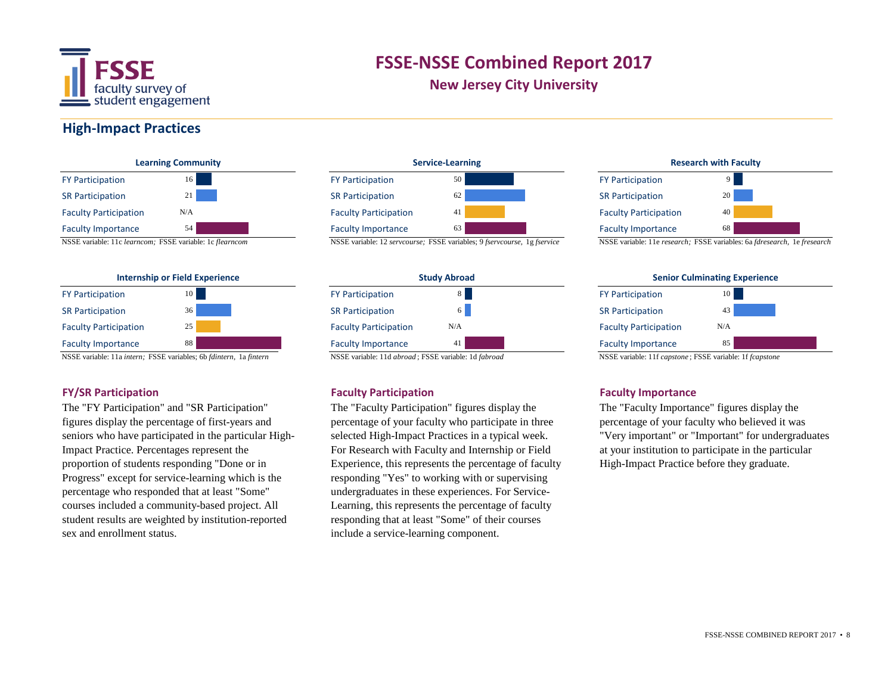## High-Impact Practices

**Learning Community**

FY Participation 16
SR Participation 21
Faculty Participation N/A
Faculty Importance 54

NSSE variable: 11c *learncom;* FSSE variable: 1c *flearncom*

**Service-Learning**

FY Participation 50
SR Participation 62
Faculty Participation 41
Faculty Importance 63

NSSE variable: 12 *servcourse;* FSSE variables; 9 *fservcourse,* 1g *fservice*

**Research with Faculty**

FY Participation 9
SR Participation 20
Faculty Participation 40
Faculty Importance 68

NSSE variable: 11e *research;* FSSE variables: 6a *fdresearch,* 1e *fresearch*

**Internship or Field Experience**

FY Participation 10
SR Participation 36
Faculty Participation 25
Faculty Importance 88

NSSE variable: 11a *intern;* FSSE variables; 6b *fdintern,* 1a *fintern*

**Study Abroad**

FY Participation 8
SR Participation 6
Faculty Participation N/A
Faculty Importance 41

NSSE variable: 11d *abroad*; FSSE variable: 1d *fabroad*

**Senior Culminating Experience**

FY Participation 10
SR Participation 43
Faculty Participation N/A
Faculty Importance 85

NSSE variable: 11f *capstone*; FSSE variable: 1f *fcapstone*

### FY/SR Participation

The "FY Participation" and "SR Participation" figures display the percentage of first-years and seniors who have participated in the particular High-Impact Practice. Percentages represent the proportion of students responding "Done or in Progress" except for service-learning which is the percentage who responded that at least "Some" courses included a community-based project. All student results are weighted by institution-reported sex and enrollment status.

### Faculty Participation

The "Faculty Participation" figures display the percentage of your faculty who participate in three selected High-Impact Practices in a typical week. For Research with Faculty and Internship or Field Experience, this represents the percentage of faculty responding "Yes" to working with or supervising undergraduates in these experiences. For Service-Learning, this represents the percentage of faculty responding that at least "Some" of their courses include a service-learning component.

### Faculty Importance

The "Faculty Importance" figures display the percentage of your faculty who believed it was "Very important" or "Important" for undergraduates at your institution to participate in the particular High-Impact Practice before they graduate.